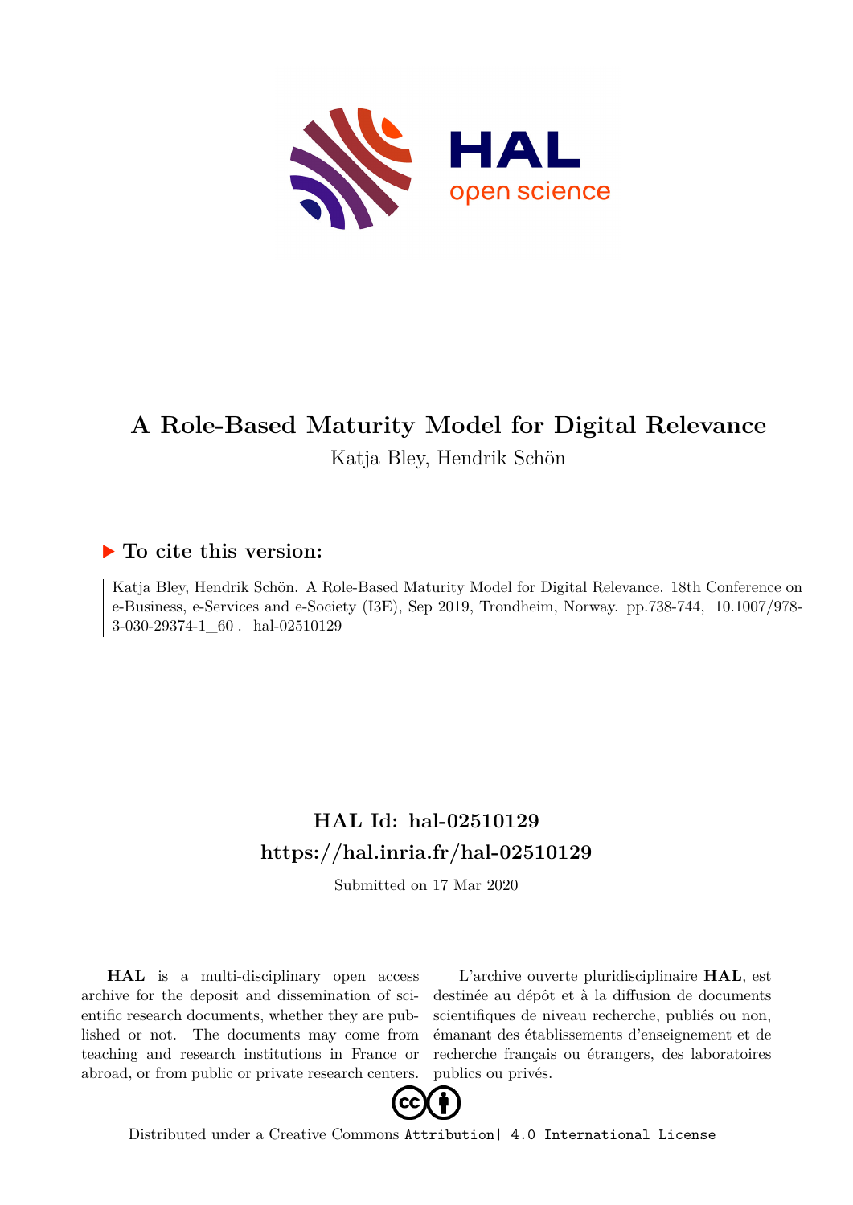# A Role-Based Maturity Model for Digital Relevance

Katja Bley, Hendrik Schön

## ▶ To cite this version:

Katja Bley, Hendrik Schön. A Role-Based Maturity Model for Digital Relevance. 18th Conference on e-Business, e-Services and e-Society (I3E), Sep 2019, Trondheim, Norway. pp.738-744, 10.1007/978-3-030-29374-1_60 . hal-02510129

## HAL Id: hal-02510129
## https://hal.inria.fr/hal-02510129

Submitted on 17 Mar 2020

**HAL** is a multi-disciplinary open access archive for the deposit and dissemination of scientific research documents, whether they are published or not. The documents may come from teaching and research institutions in France or abroad, or from public or private research centers.

L'archive ouverte pluridisciplinaire **HAL**, est destinée au dépôt et à la diffusion de documents scientifiques de niveau recherche, publiés ou non, émanant des établissements d'enseignement et de recherche français ou étrangers, des laboratoires publics ou privés.

Distributed under a Creative Commons Attribution| 4.0 International License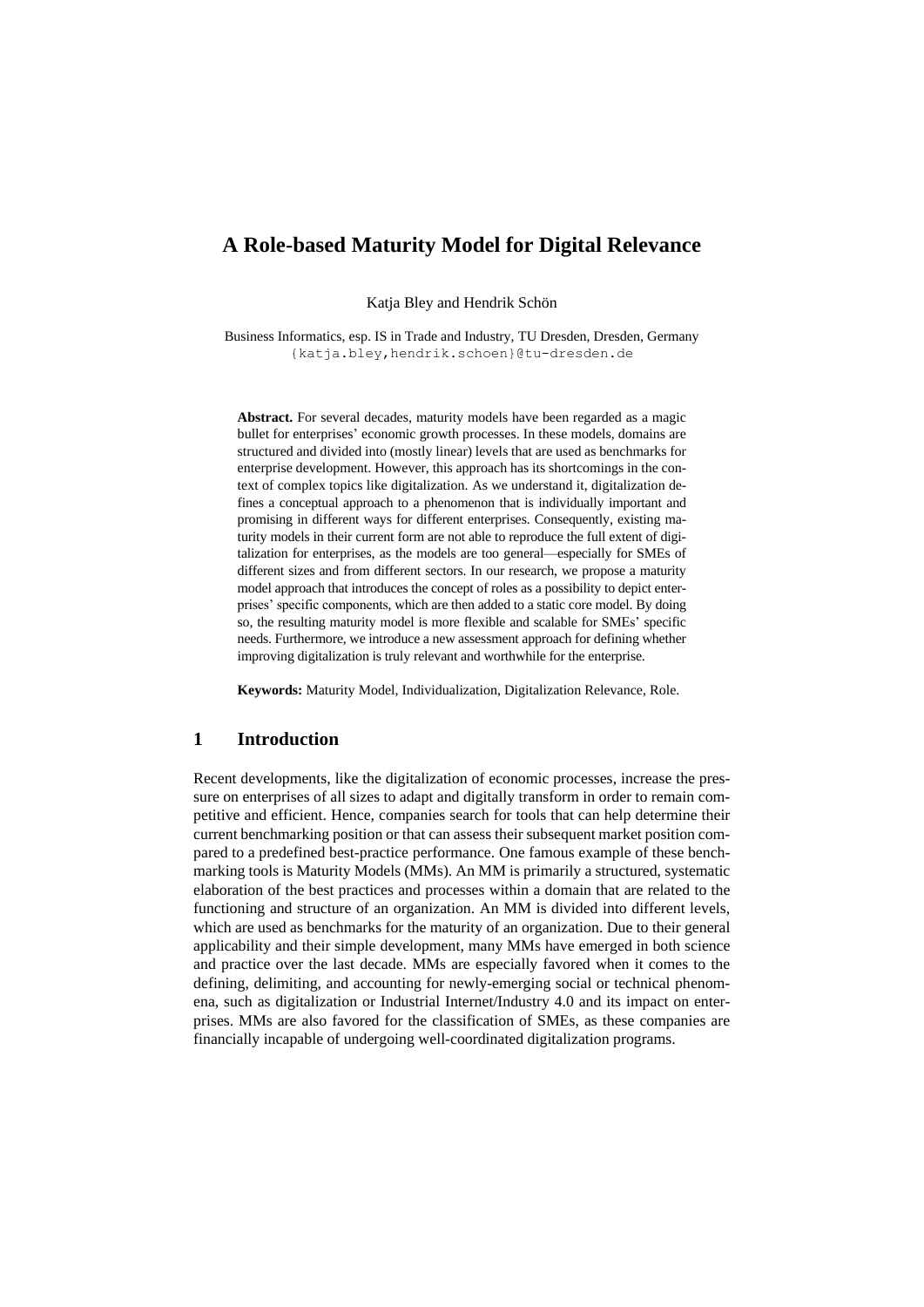# A Role-based Maturity Model for Digital Relevance

Katja Bley and Hendrik Schön

Business Informatics, esp. IS in Trade and Industry, TU Dresden, Dresden, Germany
{katja.bley,hendrik.schoen}@tu-dresden.de

**Abstract.** For several decades, maturity models have been regarded as a magic bullet for enterprises' economic growth processes. In these models, domains are structured and divided into (mostly linear) levels that are used as benchmarks for enterprise development. However, this approach has its shortcomings in the context of complex topics like digitalization. As we understand it, digitalization defines a conceptual approach to a phenomenon that is individually important and promising in different ways for different enterprises. Consequently, existing maturity models in their current form are not able to reproduce the full extent of digitalization for enterprises, as the models are too general—especially for SMEs of different sizes and from different sectors. In our research, we propose a maturity model approach that introduces the concept of roles as a possibility to depict enterprises' specific components, which are then added to a static core model. By doing so, the resulting maturity model is more flexible and scalable for SMEs' specific needs. Furthermore, we introduce a new assessment approach for defining whether improving digitalization is truly relevant and worthwhile for the enterprise.

**Keywords:** Maturity Model, Individualization, Digitalization Relevance, Role.

## 1 Introduction

Recent developments, like the digitalization of economic processes, increase the pressure on enterprises of all sizes to adapt and digitally transform in order to remain competitive and efficient. Hence, companies search for tools that can help determine their current benchmarking position or that can assess their subsequent market position compared to a predefined best-practice performance. One famous example of these benchmarking tools is Maturity Models (MMs). An MM is primarily a structured, systematic elaboration of the best practices and processes within a domain that are related to the functioning and structure of an organization. An MM is divided into different levels, which are used as benchmarks for the maturity of an organization. Due to their general applicability and their simple development, many MMs have emerged in both science and practice over the last decade. MMs are especially favored when it comes to the defining, delimiting, and accounting for newly-emerging social or technical phenomena, such as digitalization or Industrial Internet/Industry 4.0 and its impact on enterprises. MMs are also favored for the classification of SMEs, as these companies are financially incapable of undergoing well-coordinated digitalization programs.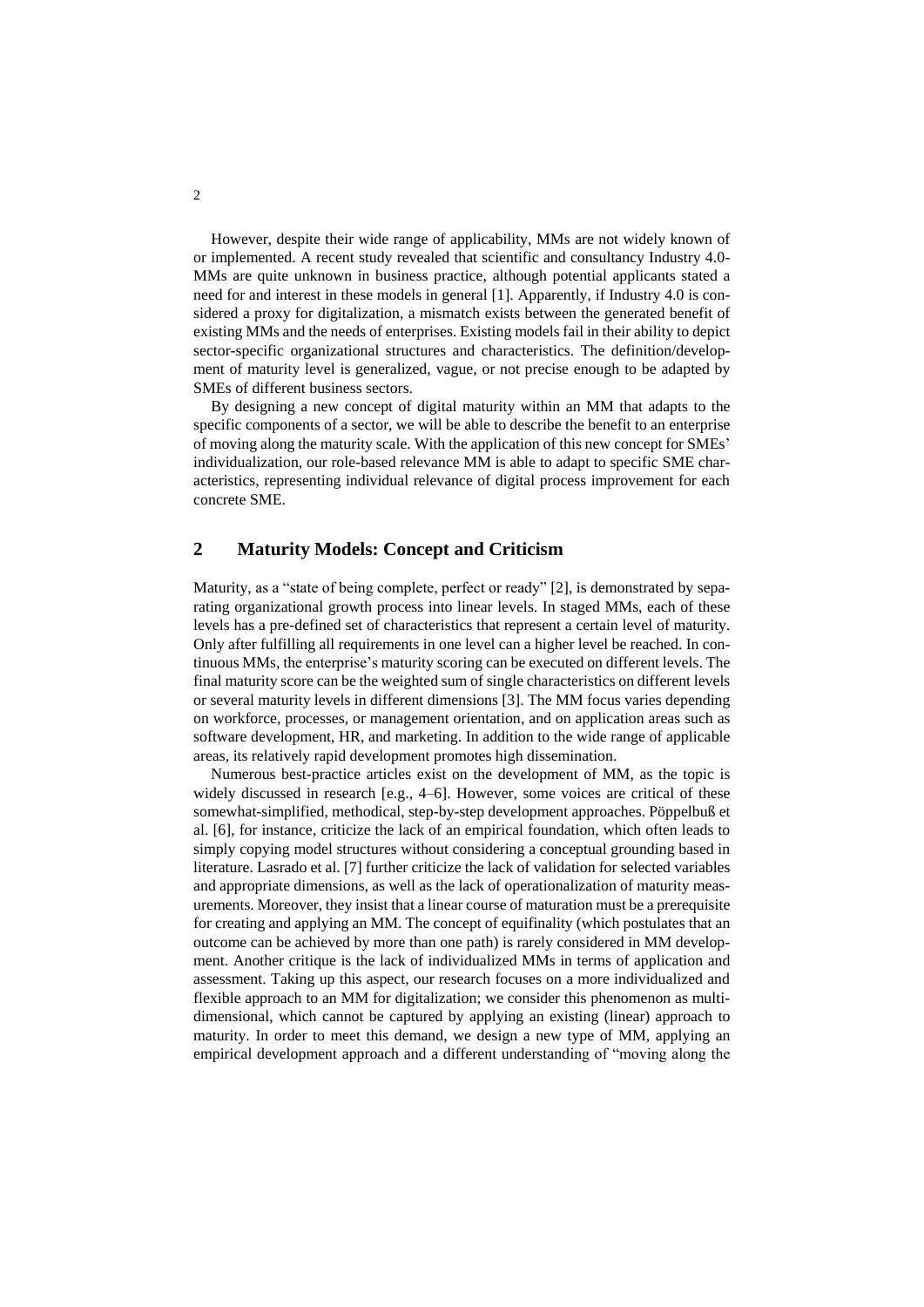However, despite their wide range of applicability, MMs are not widely known of or implemented. A recent study revealed that scientific and consultancy Industry 4.0-MMs are quite unknown in business practice, although potential applicants stated a need for and interest in these models in general [1]. Apparently, if Industry 4.0 is considered a proxy for digitalization, a mismatch exists between the generated benefit of existing MMs and the needs of enterprises. Existing models fail in their ability to depict sector-specific organizational structures and characteristics. The definition/development of maturity level is generalized, vague, or not precise enough to be adapted by SMEs of different business sectors.

By designing a new concept of digital maturity within an MM that adapts to the specific components of a sector, we will be able to describe the benefit to an enterprise of moving along the maturity scale. With the application of this new concept for SMEs' individualization, our role-based relevance MM is able to adapt to specific SME characteristics, representing individual relevance of digital process improvement for each concrete SME.

## 2 Maturity Models: Concept and Criticism

Maturity, as a "state of being complete, perfect or ready" [2], is demonstrated by separating organizational growth process into linear levels. In staged MMs, each of these levels has a pre-defined set of characteristics that represent a certain level of maturity. Only after fulfilling all requirements in one level can a higher level be reached. In continuous MMs, the enterprise's maturity scoring can be executed on different levels. The final maturity score can be the weighted sum of single characteristics on different levels or several maturity levels in different dimensions [3]. The MM focus varies depending on workforce, processes, or management orientation, and on application areas such as software development, HR, and marketing. In addition to the wide range of applicable areas, its relatively rapid development promotes high dissemination.

Numerous best-practice articles exist on the development of MM, as the topic is widely discussed in research [e.g., 4–6]. However, some voices are critical of these somewhat-simplified, methodical, step-by-step development approaches. Pöppelbuß et al. [6], for instance, criticize the lack of an empirical foundation, which often leads to simply copying model structures without considering a conceptual grounding based in literature. Lasrado et al. [7] further criticize the lack of validation for selected variables and appropriate dimensions, as well as the lack of operationalization of maturity measurements. Moreover, they insist that a linear course of maturation must be a prerequisite for creating and applying an MM. The concept of equifinality (which postulates that an outcome can be achieved by more than one path) is rarely considered in MM development. Another critique is the lack of individualized MMs in terms of application and assessment. Taking up this aspect, our research focuses on a more individualized and flexible approach to an MM for digitalization; we consider this phenomenon as multidimensional, which cannot be captured by applying an existing (linear) approach to maturity. In order to meet this demand, we design a new type of MM, applying an empirical development approach and a different understanding of "moving along the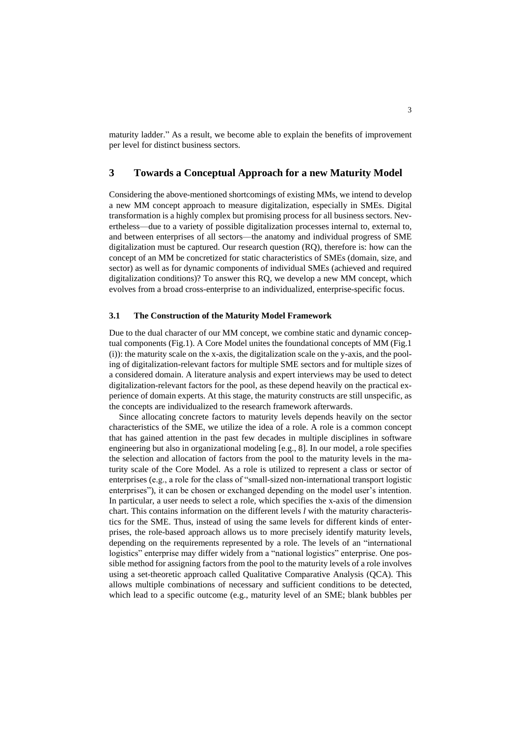maturity ladder." As a result, we become able to explain the benefits of improvement per level for distinct business sectors.

## 3 Towards a Conceptual Approach for a new Maturity Model

Considering the above-mentioned shortcomings of existing MMs, we intend to develop a new MM concept approach to measure digitalization, especially in SMEs. Digital transformation is a highly complex but promising process for all business sectors. Nevertheless—due to a variety of possible digitalization processes internal to, external to, and between enterprises of all sectors—the anatomy and individual progress of SME digitalization must be captured. Our research question (RQ), therefore is: how can the concept of an MM be concretized for static characteristics of SMEs (domain, size, and sector) as well as for dynamic components of individual SMEs (achieved and required digitalization conditions)? To answer this RQ, we develop a new MM concept, which evolves from a broad cross-enterprise to an individualized, enterprise-specific focus.

### 3.1 The Construction of the Maturity Model Framework

Due to the dual character of our MM concept, we combine static and dynamic conceptual components (Fig.1). A Core Model unites the foundational concepts of MM (Fig.1 (i)): the maturity scale on the x-axis, the digitalization scale on the y-axis, and the pooling of digitalization-relevant factors for multiple SME sectors and for multiple sizes of a considered domain. A literature analysis and expert interviews may be used to detect digitalization-relevant factors for the pool, as these depend heavily on the practical experience of domain experts. At this stage, the maturity constructs are still unspecific, as the concepts are individualized to the research framework afterwards.

Since allocating concrete factors to maturity levels depends heavily on the sector characteristics of the SME, we utilize the idea of a role. A role is a common concept that has gained attention in the past few decades in multiple disciplines in software engineering but also in organizational modeling [e.g., 8]. In our model, a role specifies the selection and allocation of factors from the pool to the maturity levels in the maturity scale of the Core Model. As a role is utilized to represent a class or sector of enterprises (e.g., a role for the class of "small-sized non-international transport logistic enterprises"), it can be chosen or exchanged depending on the model user's intention. In particular, a user needs to select a role, which specifies the x-axis of the dimension chart. This contains information on the different levels *l* with the maturity characteristics for the SME. Thus, instead of using the same levels for different kinds of enterprises, the role-based approach allows us to more precisely identify maturity levels, depending on the requirements represented by a role. The levels of an "international logistics" enterprise may differ widely from a "national logistics" enterprise. One possible method for assigning factors from the pool to the maturity levels of a role involves using a set-theoretic approach called Qualitative Comparative Analysis (QCA). This allows multiple combinations of necessary and sufficient conditions to be detected, which lead to a specific outcome (e.g., maturity level of an SME; blank bubbles per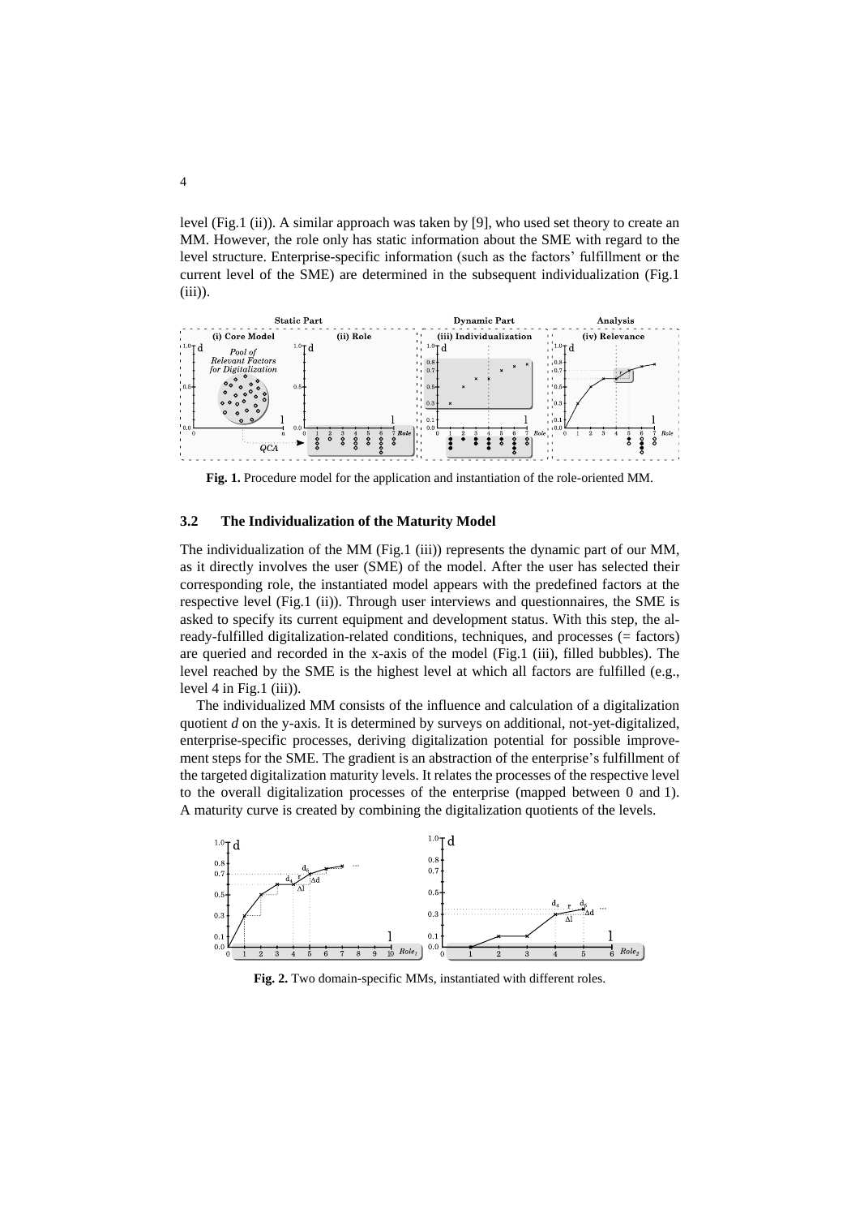level (Fig.1 (ii)). A similar approach was taken by [9], who used set theory to create an MM. However, the role only has static information about the SME with regard to the level structure. Enterprise-specific information (such as the factors' fulfillment or the current level of the SME) are determined in the subsequent individualization (Fig.1 (iii)).

**Fig. 1.** Procedure model for the application and instantiation of the role-oriented MM.

### 3.2 The Individualization of the Maturity Model

The individualization of the MM (Fig.1 (iii)) represents the dynamic part of our MM, as it directly involves the user (SME) of the model. After the user has selected their corresponding role, the instantiated model appears with the predefined factors at the respective level (Fig.1 (ii)). Through user interviews and questionnaires, the SME is asked to specify its current equipment and development status. With this step, the already-fulfilled digitalization-related conditions, techniques, and processes (= factors) are queried and recorded in the x-axis of the model (Fig.1 (iii), filled bubbles). The level reached by the SME is the highest level at which all factors are fulfilled (e.g., level 4 in Fig.1 (iii)).

The individualized MM consists of the influence and calculation of a digitalization quotient *d* on the y-axis. It is determined by surveys on additional, not-yet-digitalized, enterprise-specific processes, deriving digitalization potential for possible improvement steps for the SME. The gradient is an abstraction of the enterprise's fulfillment of the targeted digitalization maturity levels. It relates the processes of the respective level to the overall digitalization processes of the enterprise (mapped between 0 and 1). A maturity curve is created by combining the digitalization quotients of the levels.

**Fig. 2.** Two domain-specific MMs, instantiated with different roles.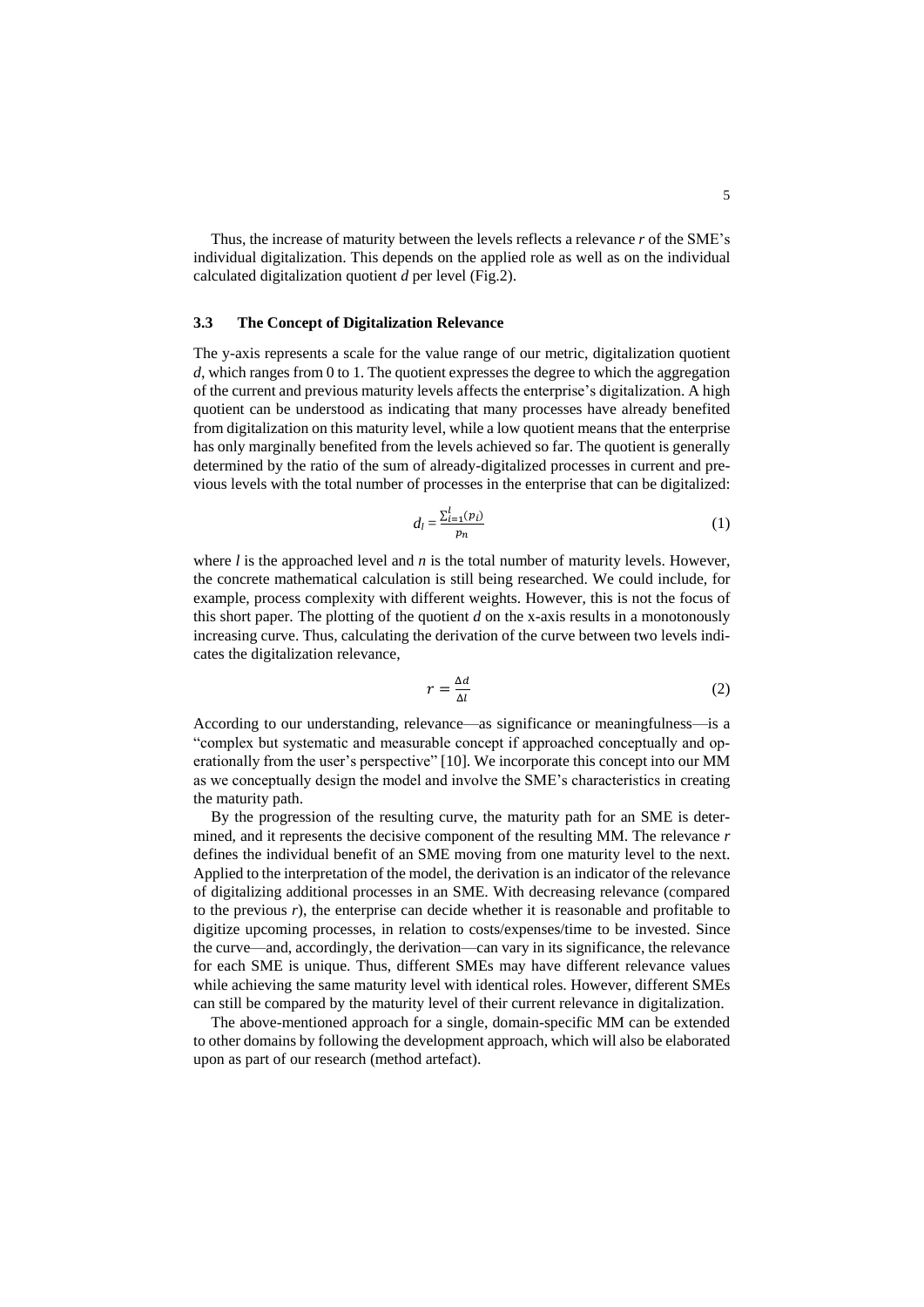Thus, the increase of maturity between the levels reflects a relevance $r$ of the SME's individual digitalization. This depends on the applied role as well as on the individual calculated digitalization quotient $d$ per level (Fig.2).

### 3.3 The Concept of Digitalization Relevance

The y-axis represents a scale for the value range of our metric, digitalization quotient $d$, which ranges from 0 to 1. The quotient expresses the degree to which the aggregation of the current and previous maturity levels affects the enterprise's digitalization. A high quotient can be understood as indicating that many processes have already benefited from digitalization on this maturity level, while a low quotient means that the enterprise has only marginally benefited from the levels achieved so far. The quotient is generally determined by the ratio of the sum of already-digitalized processes in current and previous levels with the total number of processes in the enterprise that can be digitalized:

$$d_l = \frac{\sum_{l=1}^{l}(p_l)}{p_n} \tag{1}$$

where $l$ is the approached level and $n$ is the total number of maturity levels. However, the concrete mathematical calculation is still being researched. We could include, for example, process complexity with different weights. However, this is not the focus of this short paper. The plotting of the quotient $d$ on the x-axis results in a monotonously increasing curve. Thus, calculating the derivation of the curve between two levels indicates the digitalization relevance,

$$r = \frac{\Delta d}{\Delta l} \tag{2}$$

According to our understanding, relevance—as significance or meaningfulness—is a "complex but systematic and measurable concept if approached conceptually and operationally from the user's perspective" [10]. We incorporate this concept into our MM as we conceptually design the model and involve the SME's characteristics in creating the maturity path.

By the progression of the resulting curve, the maturity path for an SME is determined, and it represents the decisive component of the resulting MM. The relevance $r$ defines the individual benefit of an SME moving from one maturity level to the next. Applied to the interpretation of the model, the derivation is an indicator of the relevance of digitalizing additional processes in an SME. With decreasing relevance (compared to the previous $r$), the enterprise can decide whether it is reasonable and profitable to digitize upcoming processes, in relation to costs/expenses/time to be invested. Since the curve—and, accordingly, the derivation—can vary in its significance, the relevance for each SME is unique. Thus, different SMEs may have different relevance values while achieving the same maturity level with identical roles. However, different SMEs can still be compared by the maturity level of their current relevance in digitalization.

The above-mentioned approach for a single, domain-specific MM can be extended to other domains by following the development approach, which will also be elaborated upon as part of our research (method artefact).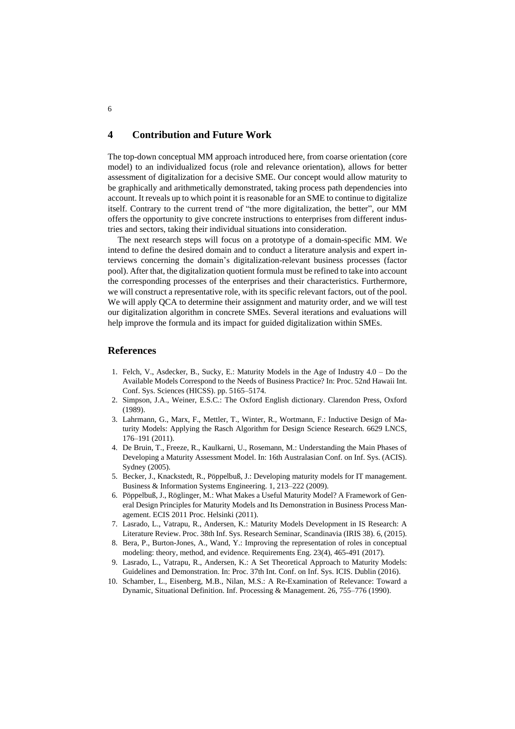## 4 Contribution and Future Work

The top-down conceptual MM approach introduced here, from coarse orientation (core model) to an individualized focus (role and relevance orientation), allows for better assessment of digitalization for a decisive SME. Our concept would allow maturity to be graphically and arithmetically demonstrated, taking process path dependencies into account. It reveals up to which point it is reasonable for an SME to continue to digitalize itself. Contrary to the current trend of "the more digitalization, the better", our MM offers the opportunity to give concrete instructions to enterprises from different industries and sectors, taking their individual situations into consideration.

The next research steps will focus on a prototype of a domain-specific MM. We intend to define the desired domain and to conduct a literature analysis and expert interviews concerning the domain's digitalization-relevant business processes (factor pool). After that, the digitalization quotient formula must be refined to take into account the corresponding processes of the enterprises and their characteristics. Furthermore, we will construct a representative role, with its specific relevant factors, out of the pool. We will apply QCA to determine their assignment and maturity order, and we will test our digitalization algorithm in concrete SMEs. Several iterations and evaluations will help improve the formula and its impact for guided digitalization within SMEs.

## References

1. Felch, V., Asdecker, B., Sucky, E.: Maturity Models in the Age of Industry 4.0 – Do the Available Models Correspond to the Needs of Business Practice? In: Proc. 52nd Hawaii Int. Conf. Sys. Sciences (HICSS). pp. 5165–5174.
2. Simpson, J.A., Weiner, E.S.C.: The Oxford English dictionary. Clarendon Press, Oxford (1989).
3. Lahrmann, G., Marx, F., Mettler, T., Winter, R., Wortmann, F.: Inductive Design of Maturity Models: Applying the Rasch Algorithm for Design Science Research. 6629 LNCS, 176–191 (2011).
4. De Bruin, T., Freeze, R., Kaulkarni, U., Rosemann, M.: Understanding the Main Phases of Developing a Maturity Assessment Model. In: 16th Australasian Conf. on Inf. Sys. (ACIS). Sydney (2005).
5. Becker, J., Knackstedt, R., Pöppelbuß, J.: Developing maturity models for IT management. Business & Information Systems Engineering. 1, 213–222 (2009).
6. Pöppelbuß, J., Röglinger, M.: What Makes a Useful Maturity Model? A Framework of General Design Principles for Maturity Models and Its Demonstration in Business Process Management. ECIS 2011 Proc. Helsinki (2011).
7. Lasrado, L., Vatrapu, R., Andersen, K.: Maturity Models Development in IS Research: A Literature Review. Proc. 38th Inf. Sys. Research Seminar, Scandinavia (IRIS 38). 6, (2015).
8. Bera, P., Burton-Jones, A., Wand, Y.: Improving the representation of roles in conceptual modeling: theory, method, and evidence. Requirements Eng. 23(4), 465-491 (2017).
9. Lasrado, L., Vatrapu, R., Andersen, K.: A Set Theoretical Approach to Maturity Models: Guidelines and Demonstration. In: Proc. 37th Int. Conf. on Inf. Sys. ICIS. Dublin (2016).
10. Schamber, L., Eisenberg, M.B., Nilan, M.S.: A Re-Examination of Relevance: Toward a Dynamic, Situational Definition. Inf. Processing & Management. 26, 755–776 (1990).